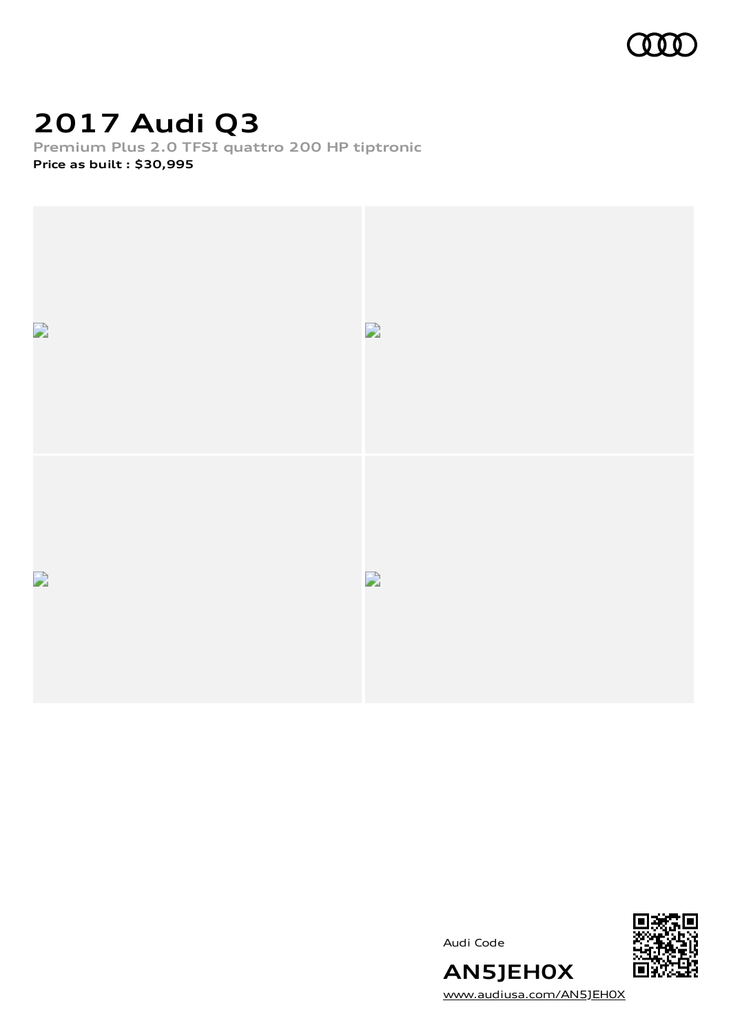# 2017 Audi Q3

Premium Plus 2.0 TFSI quattro 200 HP tiptronic

**Price as built : $30,995**

Audi Code

**AN5JEH0X**

www.audiusa.com/AN5JEH0X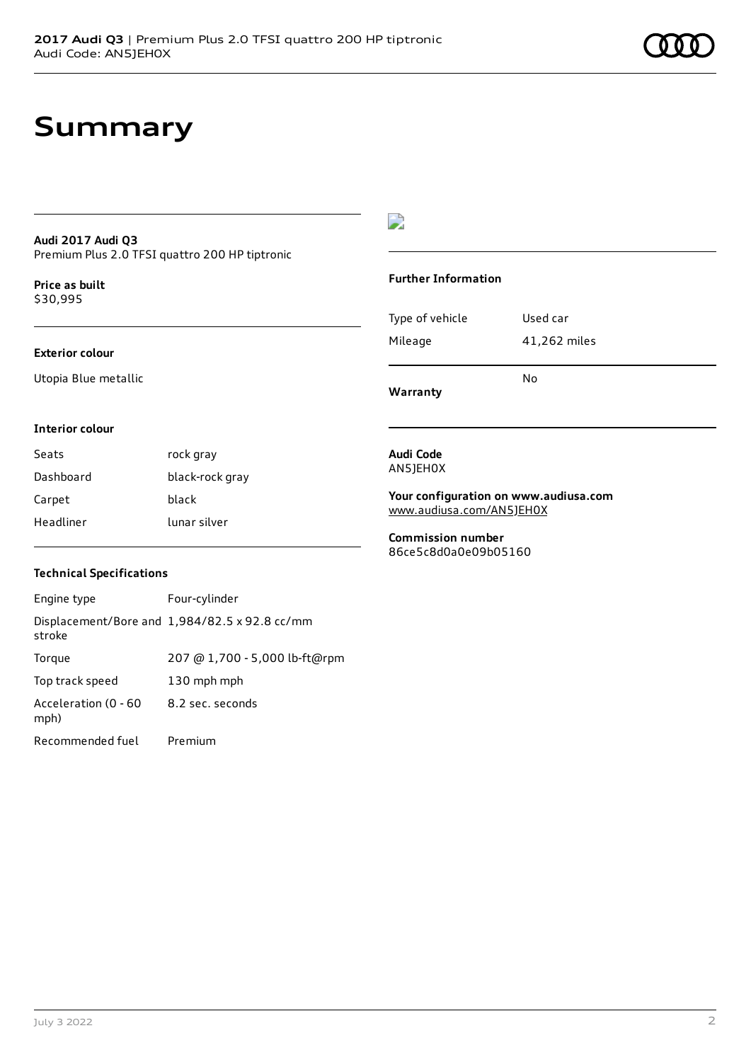# Summary

**Audi 2017 Audi Q3**
Premium Plus 2.0 TFSI quattro 200 HP tiptronic

**Price as built**
$30,995

**Exterior colour**

Utopia Blue metallic

**Interior colour**

| | |
|---|---|
| Seats | rock gray |
| Dashboard | black-rock gray |
| Carpet | black |
| Headliner | lunar silver |

**Technical Specifications**

| | |
|---|---|
| Engine type | Four-cylinder |
| Displacement/Bore and stroke | 1,984/82.5 x 92.8 cc/mm |
| Torque | 207 @ 1,700 - 5,000 lb-ft@rpm |
| Top track speed | 130 mph mph |
| Acceleration (0 - 60 mph) | 8.2 sec. seconds |
| Recommended fuel | Premium |

**Further Information**

| | |
|---|---|
| Type of vehicle | Used car |
| Mileage | 41,262 miles |
| **Warranty** | No |

**Audi Code**
AN5JEH0X

**Your configuration on www.audiusa.com**
www.audiusa.com/AN5JEH0X

**Commission number**
86ce5c8d0a0e09b05160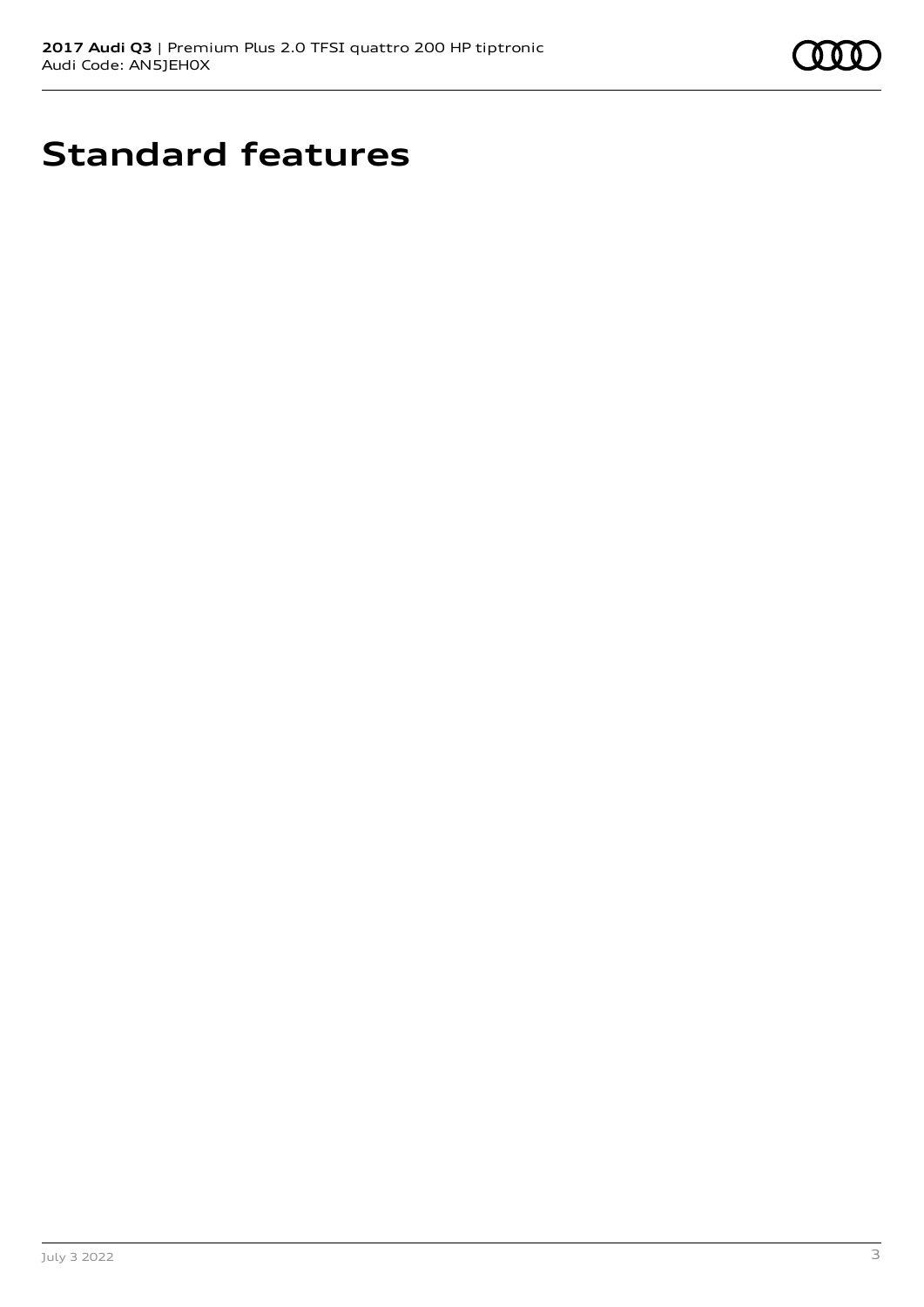# Standard features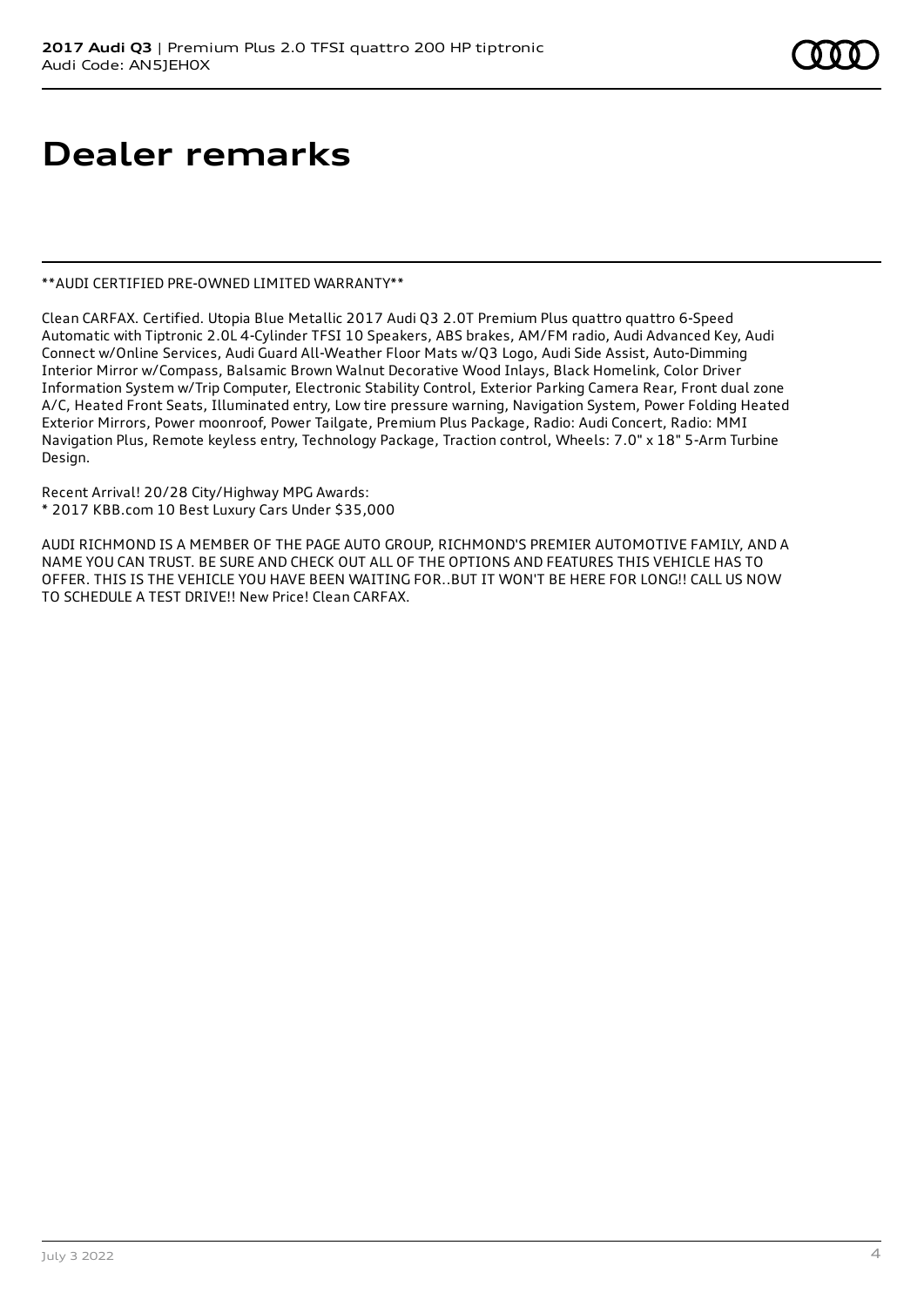# Dealer remarks

**AUDI CERTIFIED PRE-OWNED LIMITED WARRANTY**

Clean CARFAX. Certified. Utopia Blue Metallic 2017 Audi Q3 2.0T Premium Plus quattro quattro 6-Speed Automatic with Tiptronic 2.0L 4-Cylinder TFSI 10 Speakers, ABS brakes, AM/FM radio, Audi Advanced Key, Audi Connect w/Online Services, Audi Guard All-Weather Floor Mats w/Q3 Logo, Audi Side Assist, Auto-Dimming Interior Mirror w/Compass, Balsamic Brown Walnut Decorative Wood Inlays, Black Homelink, Color Driver Information System w/Trip Computer, Electronic Stability Control, Exterior Parking Camera Rear, Front dual zone A/C, Heated Front Seats, Illuminated entry, Low tire pressure warning, Navigation System, Power Folding Heated Exterior Mirrors, Power moonroof, Power Tailgate, Premium Plus Package, Radio: Audi Concert, Radio: MMI Navigation Plus, Remote keyless entry, Technology Package, Traction control, Wheels: 7.0" x 18" 5-Arm Turbine Design.

Recent Arrival! 20/28 City/Highway MPG Awards:
* 2017 KBB.com 10 Best Luxury Cars Under $35,000

AUDI RICHMOND IS A MEMBER OF THE PAGE AUTO GROUP, RICHMOND'S PREMIER AUTOMOTIVE FAMILY, AND A NAME YOU CAN TRUST. BE SURE AND CHECK OUT ALL OF THE OPTIONS AND FEATURES THIS VEHICLE HAS TO OFFER. THIS IS THE VEHICLE YOU HAVE BEEN WAITING FOR..BUT IT WON'T BE HERE FOR LONG!! CALL US NOW TO SCHEDULE A TEST DRIVE!! New Price! Clean CARFAX.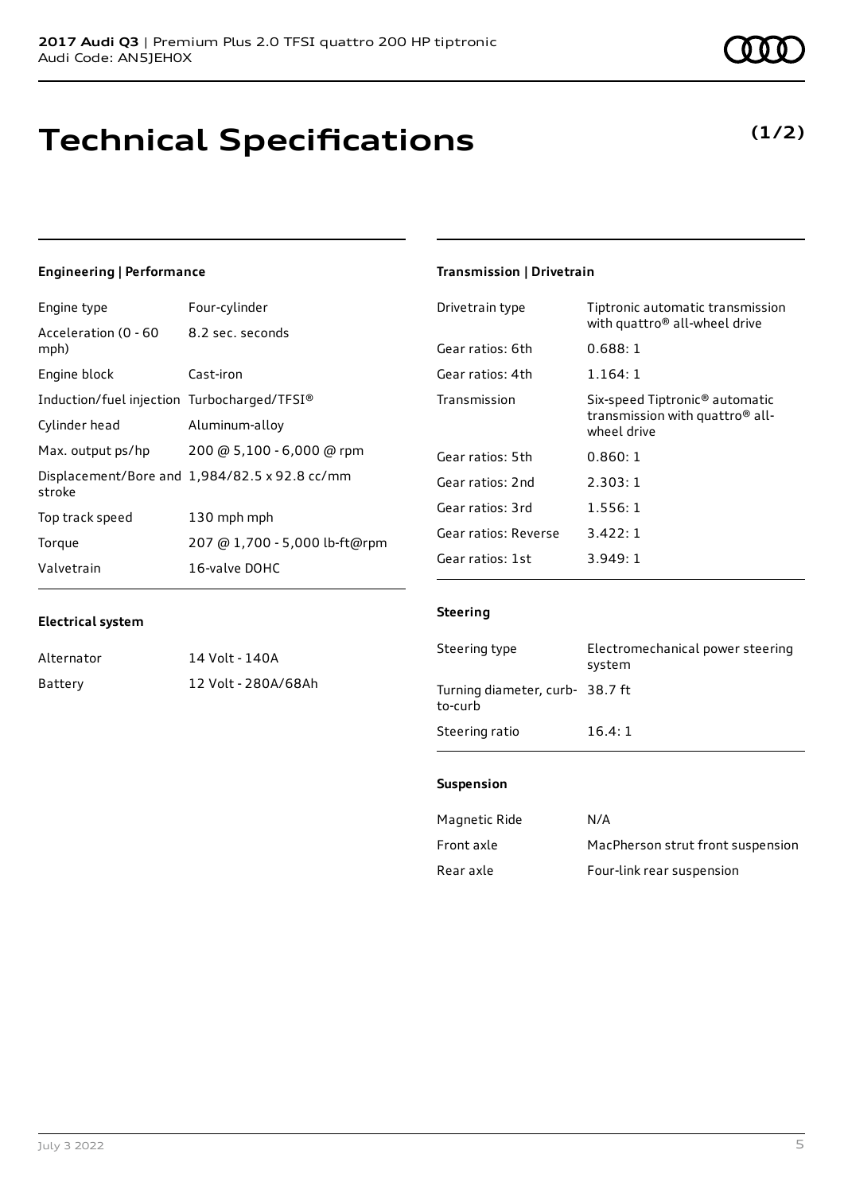**2017 Audi Q3** | Premium Plus 2.0 TFSI quattro 200 HP tiptronic
Audi Code: AN5JEH0X

# Technical Specifications

**(1/2)**

### Engineering | Performance

| | |
|---|---|
| Engine type | Four-cylinder |
| Acceleration (0 - 60 mph) | 8.2 sec. seconds |
| Engine block | Cast-iron |
| Induction/fuel injection | Turbocharged/TFSI® |
| Cylinder head | Aluminum-alloy |
| Max. output ps/hp | 200 @ 5,100 - 6,000 @ rpm |
| Displacement/Bore and stroke | 1,984/82.5 x 92.8 cc/mm |
| Top track speed | 130 mph mph |
| Torque | 207 @ 1,700 - 5,000 lb-ft@rpm |
| Valvetrain | 16-valve DOHC |

### Electrical system

| | |
|---|---|
| Alternator | 14 Volt - 140A |
| Battery | 12 Volt - 280A/68Ah |

### Transmission | Drivetrain

| | |
|---|---|
| Drivetrain type | Tiptronic automatic transmission with quattro® all-wheel drive |
| Gear ratios: 6th | 0.688: 1 |
| Gear ratios: 4th | 1.164: 1 |
| Transmission | Six-speed Tiptronic® automatic transmission with quattro® all-wheel drive |
| Gear ratios: 5th | 0.860: 1 |
| Gear ratios: 2nd | 2.303: 1 |
| Gear ratios: 3rd | 1.556: 1 |
| Gear ratios: Reverse | 3.422: 1 |
| Gear ratios: 1st | 3.949: 1 |

### Steering

| | |
|---|---|
| Steering type | Electromechanical power steering system |
| Turning diameter, curb-to-curb | 38.7 ft |
| Steering ratio | 16.4: 1 |

### Suspension

| | |
|---|---|
| Magnetic Ride | N/A |
| Front axle | MacPherson strut front suspension |
| Rear axle | Four-link rear suspension |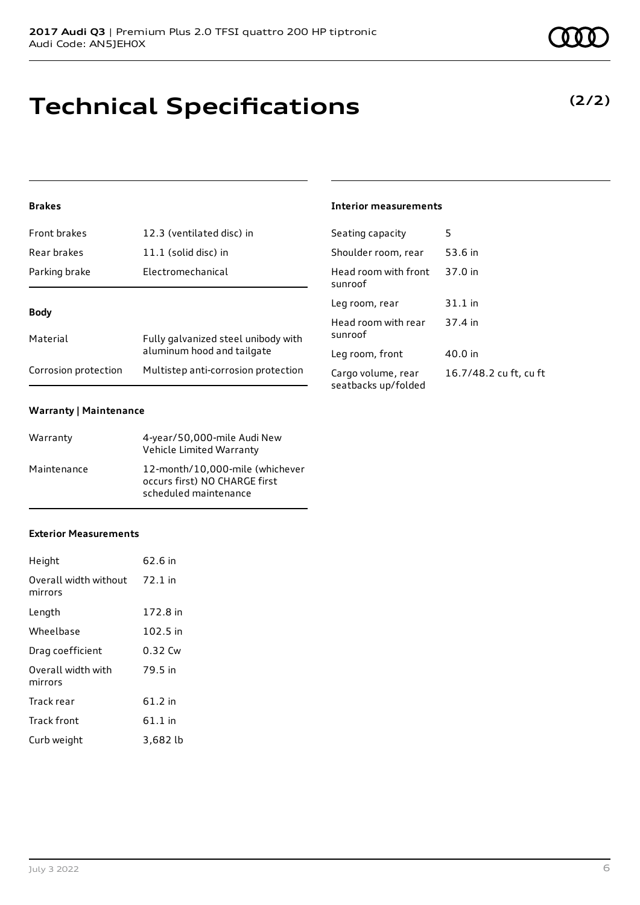# Technical Specifications

**(2/2)**

### Brakes

| | |
|---|---|
| Front brakes | 12.3 (ventilated disc) in |
| Rear brakes | 11.1 (solid disc) in |
| Parking brake | Electromechanical |

### Body

| | |
|---|---|
| Material | Fully galvanized steel unibody with aluminum hood and tailgate |
| Corrosion protection | Multistep anti-corrosion protection |

### Warranty | Maintenance

| | |
|---|---|
| Warranty | 4-year/50,000-mile Audi New Vehicle Limited Warranty |
| Maintenance | 12-month/10,000-mile (whichever occurs first) NO CHARGE first scheduled maintenance |

### Exterior Measurements

| | |
|---|---|
| Height | 62.6 in |
| Overall width without mirrors | 72.1 in |
| Length | 172.8 in |
| Wheelbase | 102.5 in |
| Drag coefficient | 0.32 Cw |
| Overall width with mirrors | 79.5 in |
| Track rear | 61.2 in |
| Track front | 61.1 in |
| Curb weight | 3,682 lb |

### Interior measurements

| | |
|---|---|
| Seating capacity | 5 |
| Shoulder room, rear | 53.6 in |
| Head room with front sunroof | 37.0 in |
| Leg room, rear | 31.1 in |
| Head room with rear sunroof | 37.4 in |
| Leg room, front | 40.0 in |
| Cargo volume, rear seatbacks up/folded | 16.7/48.2 cu ft, cu ft |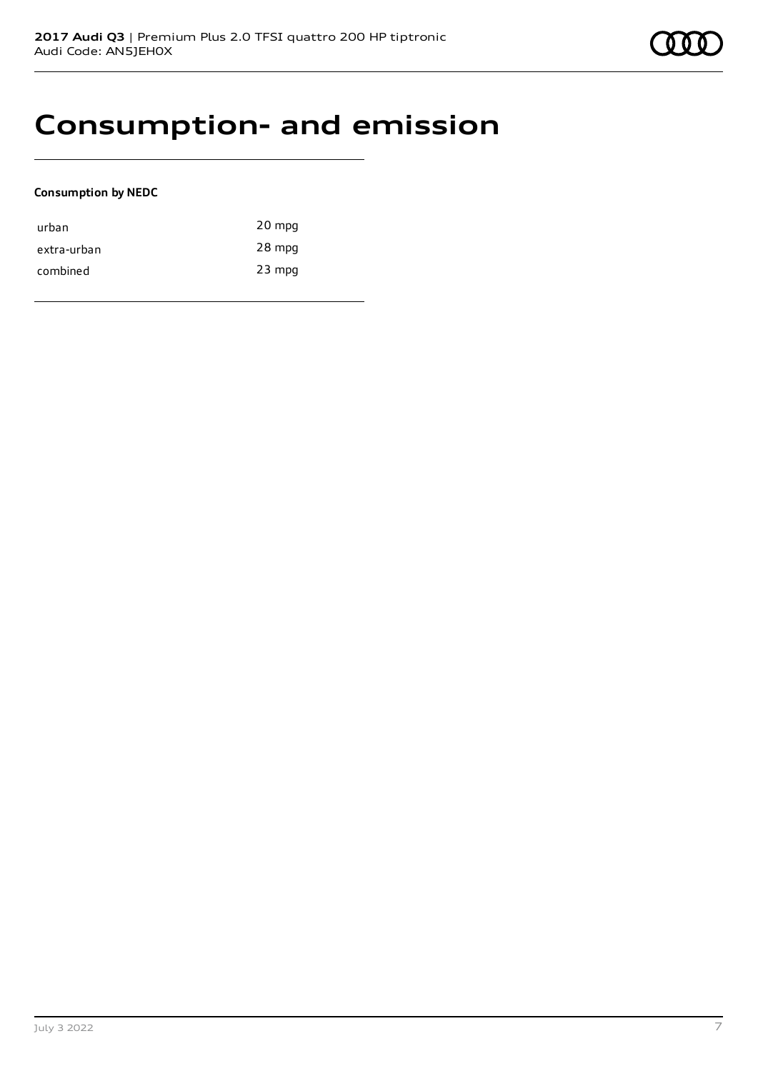# Consumption- and emission

**Consumption by NEDC**

| | |
|---|---|
| urban | 20 mpg |
| extra-urban | 28 mpg |
| combined | 23 mpg |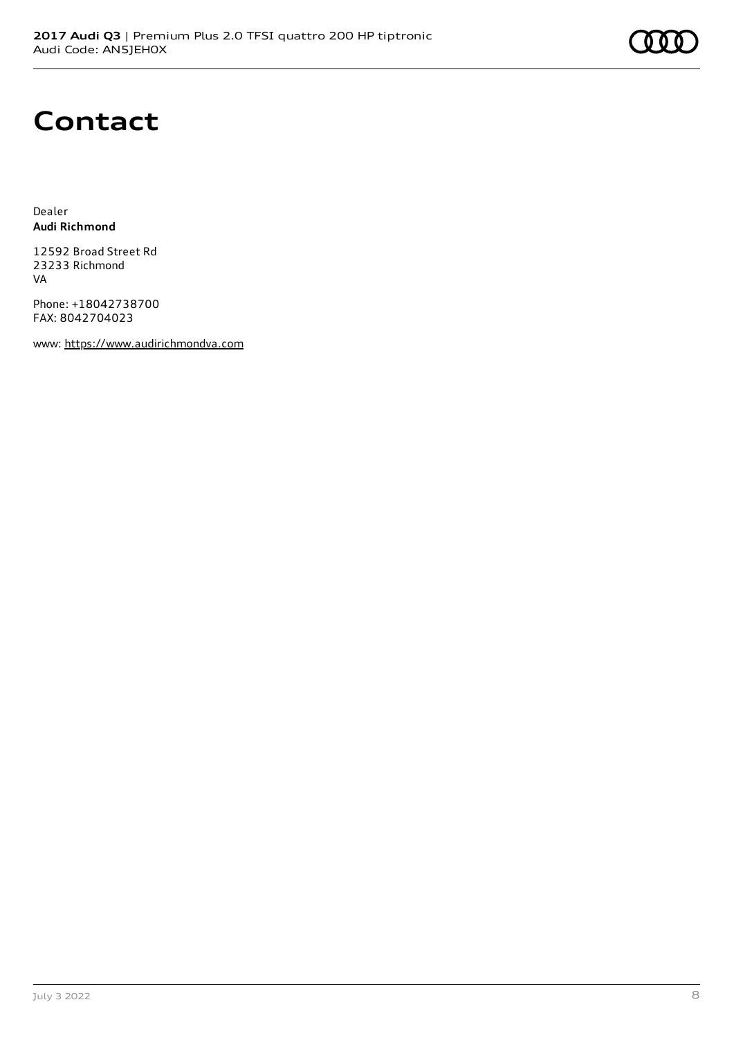# Contact

Dealer
**Audi Richmond**

12592 Broad Street Rd
23233 Richmond
VA

Phone: +18042738700
FAX: 8042704023

www: https://www.audirichmondva.com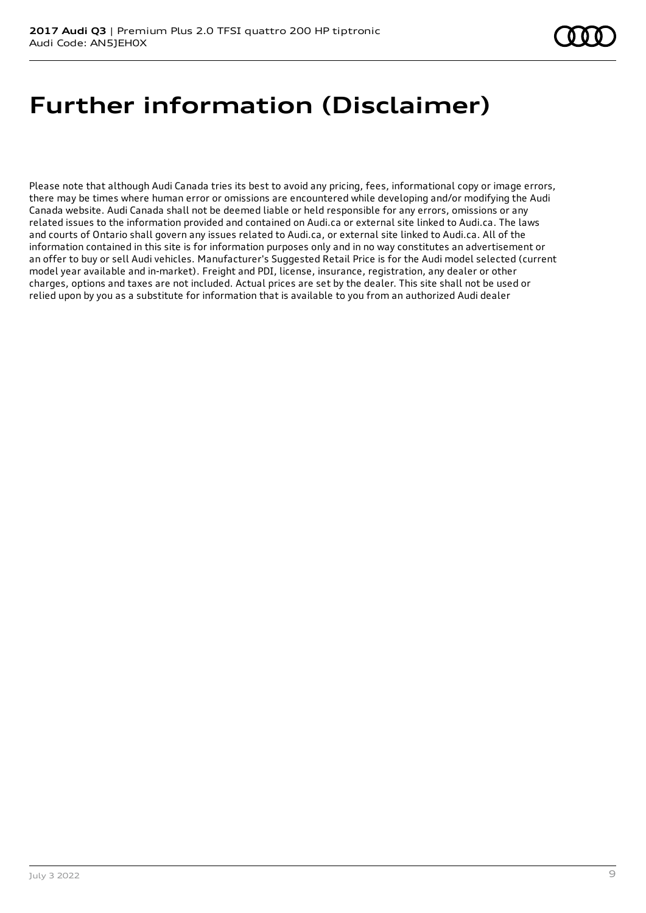# Further information (Disclaimer)

Please note that although Audi Canada tries its best to avoid any pricing, fees, informational copy or image errors, there may be times where human error or omissions are encountered while developing and/or modifying the Audi Canada website. Audi Canada shall not be deemed liable or held responsible for any errors, omissions or any related issues to the information provided and contained on Audi.ca or external site linked to Audi.ca. The laws and courts of Ontario shall govern any issues related to Audi.ca, or external site linked to Audi.ca. All of the information contained in this site is for information purposes only and in no way constitutes an advertisement or an offer to buy or sell Audi vehicles. Manufacturer's Suggested Retail Price is for the Audi model selected (current model year available and in-market). Freight and PDI, license, insurance, registration, any dealer or other charges, options and taxes are not included. Actual prices are set by the dealer. This site shall not be used or relied upon by you as a substitute for information that is available to you from an authorized Audi dealer